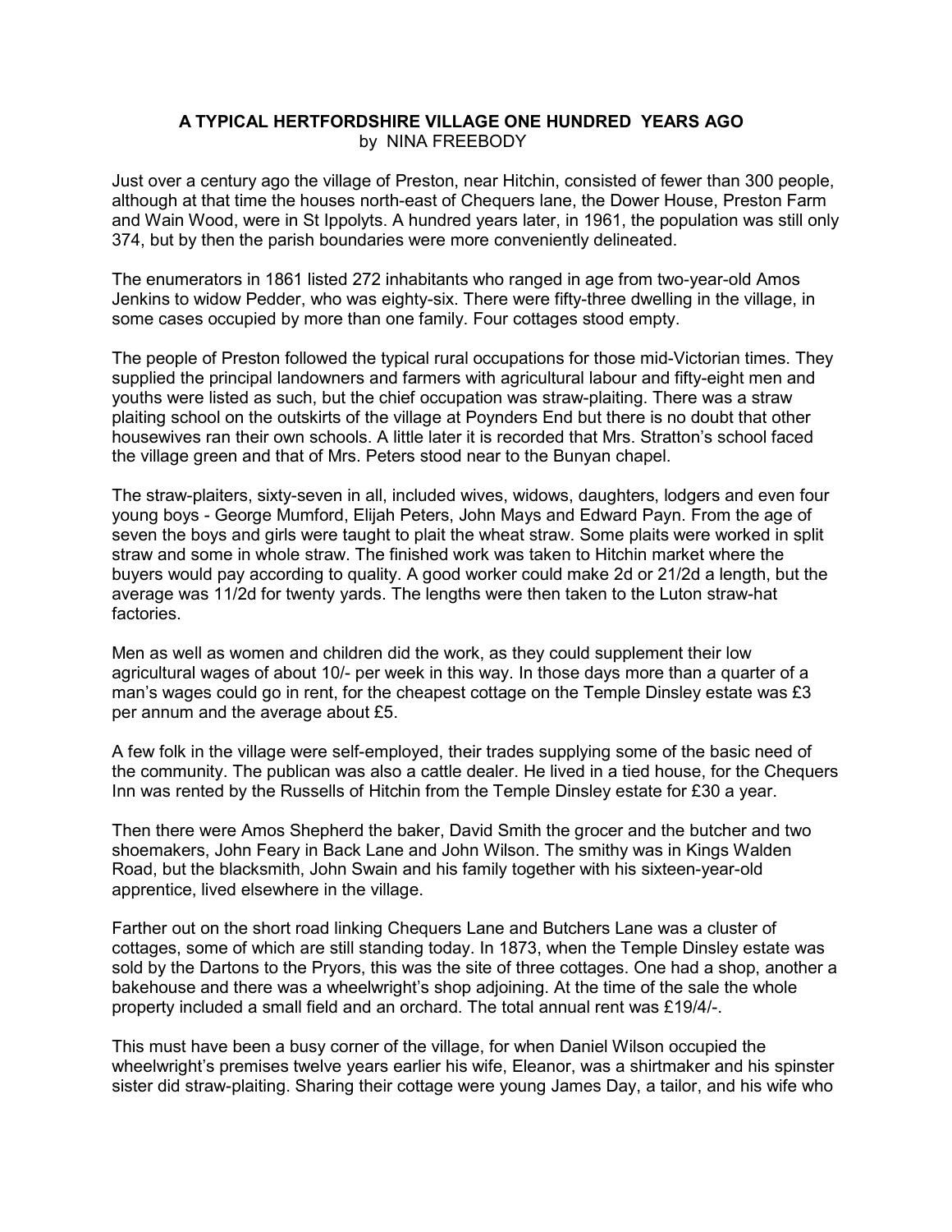# A TYPICAL HERTFORDSHIRE VILLAGE ONE HUNDRED YEARS AGO

by NINA FREEBODY

Just over a century ago the village of Preston, near Hitchin, consisted of fewer than 300 people, although at that time the houses north-east of Chequers lane, the Dower House, Preston Farm and Wain Wood, were in St Ippolyts. A hundred years later, in 1961, the population was still only 374, but by then the parish boundaries were more conveniently delineated.

The enumerators in 1861 listed 272 inhabitants who ranged in age from two-year-old Amos Jenkins to widow Pedder, who was eighty-six. There were fifty-three dwelling in the village, in some cases occupied by more than one family. Four cottages stood empty.

The people of Preston followed the typical rural occupations for those mid-Victorian times. They supplied the principal landowners and farmers with agricultural labour and fifty-eight men and youths were listed as such, but the chief occupation was straw-plaiting. There was a straw plaiting school on the outskirts of the village at Poynders End but there is no doubt that other housewives ran their own schools. A little later it is recorded that Mrs. Stratton's school faced the village green and that of Mrs. Peters stood near to the Bunyan chapel.

The straw-plaiters, sixty-seven in all, included wives, widows, daughters, lodgers and even four young boys - George Mumford, Elijah Peters, John Mays and Edward Payn. From the age of seven the boys and girls were taught to plait the wheat straw. Some plaits were worked in split straw and some in whole straw. The finished work was taken to Hitchin market where the buyers would pay according to quality. A good worker could make 2d or 21/2d a length, but the average was 11/2d for twenty yards. The lengths were then taken to the Luton straw-hat factories.

Men as well as women and children did the work, as they could supplement their low agricultural wages of about 10/- per week in this way. In those days more than a quarter of a man's wages could go in rent, for the cheapest cottage on the Temple Dinsley estate was £3 per annum and the average about £5.

A few folk in the village were self-employed, their trades supplying some of the basic need of the community. The publican was also a cattle dealer. He lived in a tied house, for the Chequers Inn was rented by the Russells of Hitchin from the Temple Dinsley estate for £30 a year.

Then there were Amos Shepherd the baker, David Smith the grocer and the butcher and two shoemakers, John Feary in Back Lane and John Wilson. The smithy was in Kings Walden Road, but the blacksmith, John Swain and his family together with his sixteen-year-old apprentice, lived elsewhere in the village.

Farther out on the short road linking Chequers Lane and Butchers Lane was a cluster of cottages, some of which are still standing today. In 1873, when the Temple Dinsley estate was sold by the Dartons to the Pryors, this was the site of three cottages. One had a shop, another a bakehouse and there was a wheelwright's shop adjoining. At the time of the sale the whole property included a small field and an orchard. The total annual rent was £19/4/-.

This must have been a busy corner of the village, for when Daniel Wilson occupied the wheelwright's premises twelve years earlier his wife, Eleanor, was a shirtmaker and his spinster sister did straw-plaiting. Sharing their cottage were young James Day, a tailor, and his wife who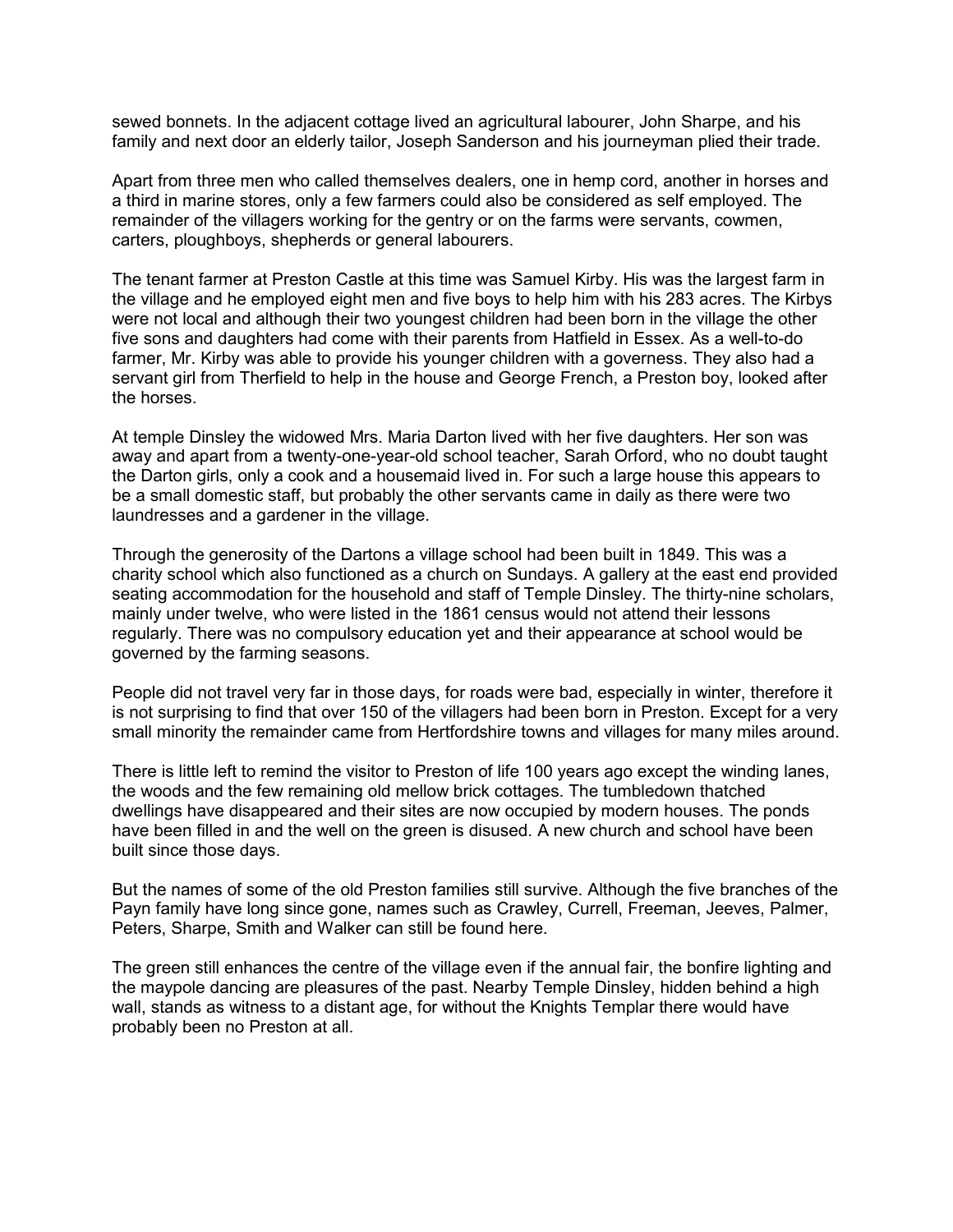sewed bonnets. In the adjacent cottage lived an agricultural labourer, John Sharpe, and his family and next door an elderly tailor, Joseph Sanderson and his journeyman plied their trade.

Apart from three men who called themselves dealers, one in hemp cord, another in horses and a third in marine stores, only a few farmers could also be considered as self employed. The remainder of the villagers working for the gentry or on the farms were servants, cowmen, carters, ploughboys, shepherds or general labourers.

The tenant farmer at Preston Castle at this time was Samuel Kirby. His was the largest farm in the village and he employed eight men and five boys to help him with his 283 acres. The Kirbys were not local and although their two youngest children had been born in the village the other five sons and daughters had come with their parents from Hatfield in Essex. As a well-to-do farmer, Mr. Kirby was able to provide his younger children with a governess. They also had a servant girl from Therfield to help in the house and George French, a Preston boy, looked after the horses.

At temple Dinsley the widowed Mrs. Maria Darton lived with her five daughters. Her son was away and apart from a twenty-one-year-old school teacher, Sarah Orford, who no doubt taught the Darton girls, only a cook and a housemaid lived in. For such a large house this appears to be a small domestic staff, but probably the other servants came in daily as there were two laundresses and a gardener in the village.

Through the generosity of the Dartons a village school had been built in 1849. This was a charity school which also functioned as a church on Sundays. A gallery at the east end provided seating accommodation for the household and staff of Temple Dinsley. The thirty-nine scholars, mainly under twelve, who were listed in the 1861 census would not attend their lessons regularly. There was no compulsory education yet and their appearance at school would be governed by the farming seasons.

People did not travel very far in those days, for roads were bad, especially in winter, therefore it is not surprising to find that over 150 of the villagers had been born in Preston. Except for a very small minority the remainder came from Hertfordshire towns and villages for many miles around.

There is little left to remind the visitor to Preston of life 100 years ago except the winding lanes, the woods and the few remaining old mellow brick cottages. The tumbledown thatched dwellings have disappeared and their sites are now occupied by modern houses. The ponds have been filled in and the well on the green is disused. A new church and school have been built since those days.

But the names of some of the old Preston families still survive. Although the five branches of the Payn family have long since gone, names such as Crawley, Currell, Freeman, Jeeves, Palmer, Peters, Sharpe, Smith and Walker can still be found here.

The green still enhances the centre of the village even if the annual fair, the bonfire lighting and the maypole dancing are pleasures of the past. Nearby Temple Dinsley, hidden behind a high wall, stands as witness to a distant age, for without the Knights Templar there would have probably been no Preston at all.